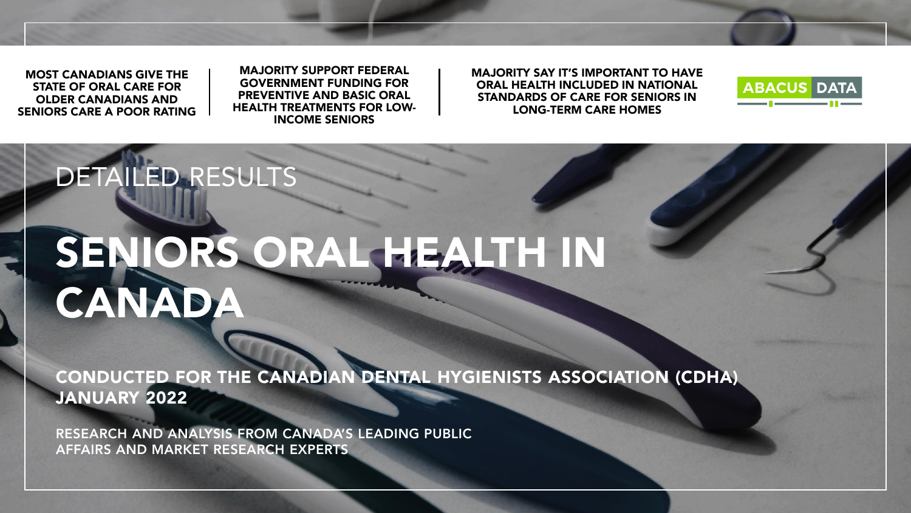MOST CANADIANS GIVE THE STATE OF ORAL CARE FOR OLDER CANADIANS AND SENIORS CARE A POOR RATING

MAJORITY SUPPORT FEDERAL GOVERNMENT FUNDING FOR PREVENTIVE AND BASIC ORAL HEALTH TREATMENTS FOR LOW-INCOME SENIORS

MAJORITY SAY IT'S IMPORTANT TO HAVE ORAL HEALTH INCLUDED IN NATIONAL STANDARDS OF CARE FOR SENIORS IN LONG-TERM CARE HOMES

ABACUS DATA

DETAILED RESULTS

# SENIORS ORAL HEALTH IN CANADA

**CONDUCTED FOR THE CANADIAN DENTAL HYGIENISTS ASSOCIATION (CDHA)**
**JANUARY 2022**

RESEARCH AND ANALYSIS FROM CANADA'S LEADING PUBLIC AFFAIRS AND MARKET RESEARCH EXPERTS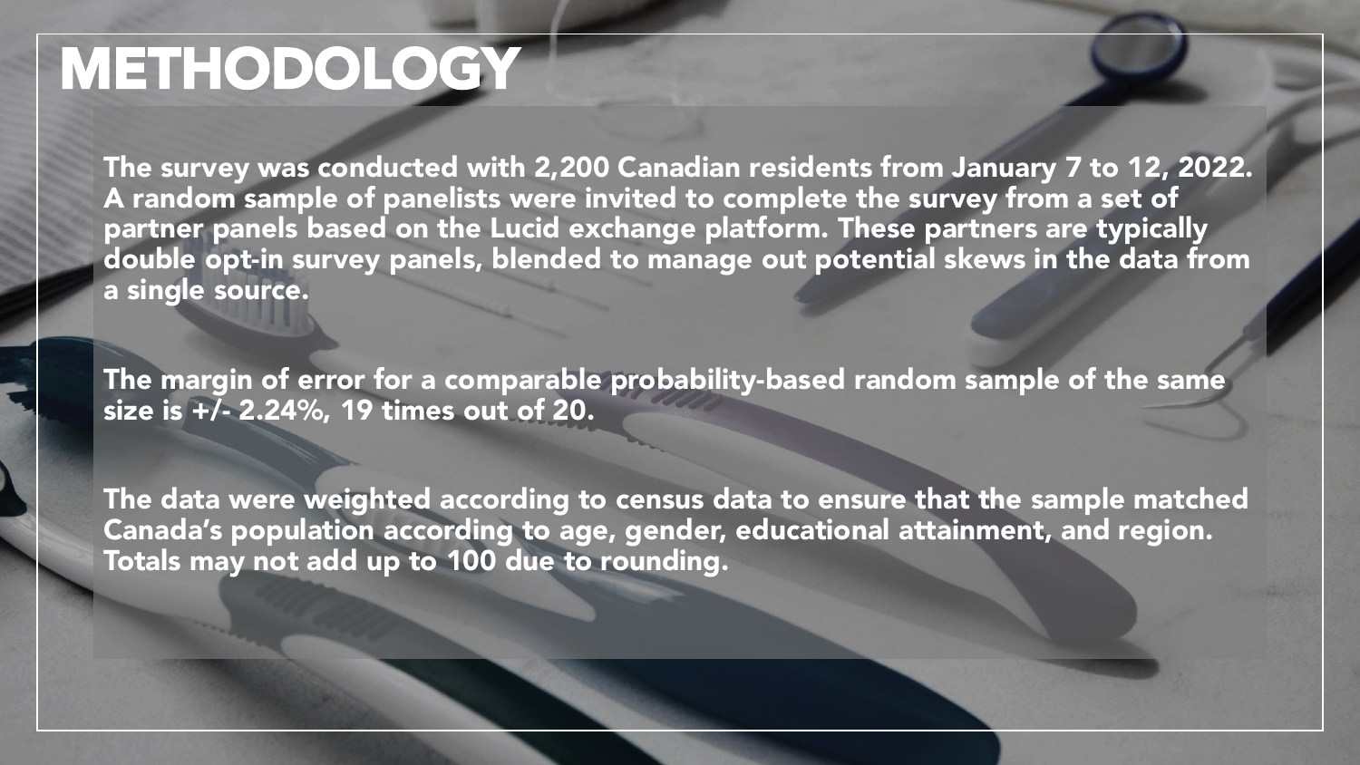# METHODOLOGY

The survey was conducted with 2,200 Canadian residents from January 7 to 12, 2022. A random sample of panelists were invited to complete the survey from a set of partner panels based on the Lucid exchange platform. These partners are typically double opt-in survey panels, blended to manage out potential skews in the data from a single source.

The margin of error for a comparable probability-based random sample of the same size is +/- 2.24%, 19 times out of 20.

The data were weighted according to census data to ensure that the sample matched Canada's population according to age, gender, educational attainment, and region. Totals may not add up to 100 due to rounding.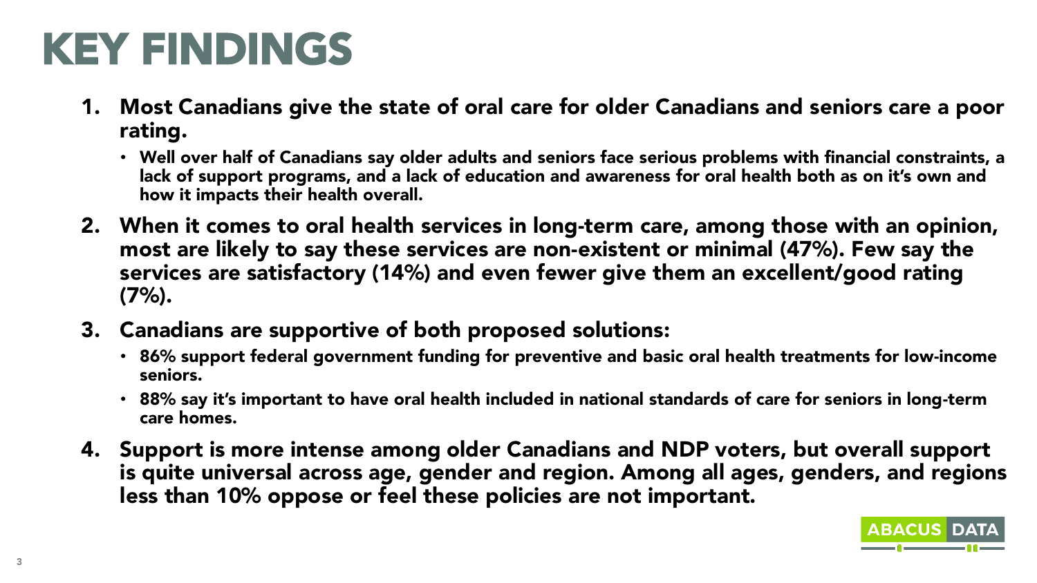# KEY FINDINGS

1. **Most Canadians give the state of oral care for older Canadians and seniors care a poor rating.**
   - **Well over half of Canadians say older adults and seniors face serious problems with financial constraints, a lack of support programs, and a lack of education and awareness for oral health both as on it's own and how it impacts their health overall.**
2. **When it comes to oral health services in long-term care, among those with an opinion, most are likely to say these services are non-existent or minimal (47%). Few say the services are satisfactory (14%) and even fewer give them an excellent/good rating (7%).**
3. **Canadians are supportive of both proposed solutions:**
   - **86% support federal government funding for preventive and basic oral health treatments for low-income seniors.**
   - **88% say it's important to have oral health included in national standards of care for seniors in long-term care homes.**
4. **Support is more intense among older Canadians and NDP voters, but overall support is quite universal across age, gender and region. Among all ages, genders, and regions less than 10% oppose or feel these policies are not important.**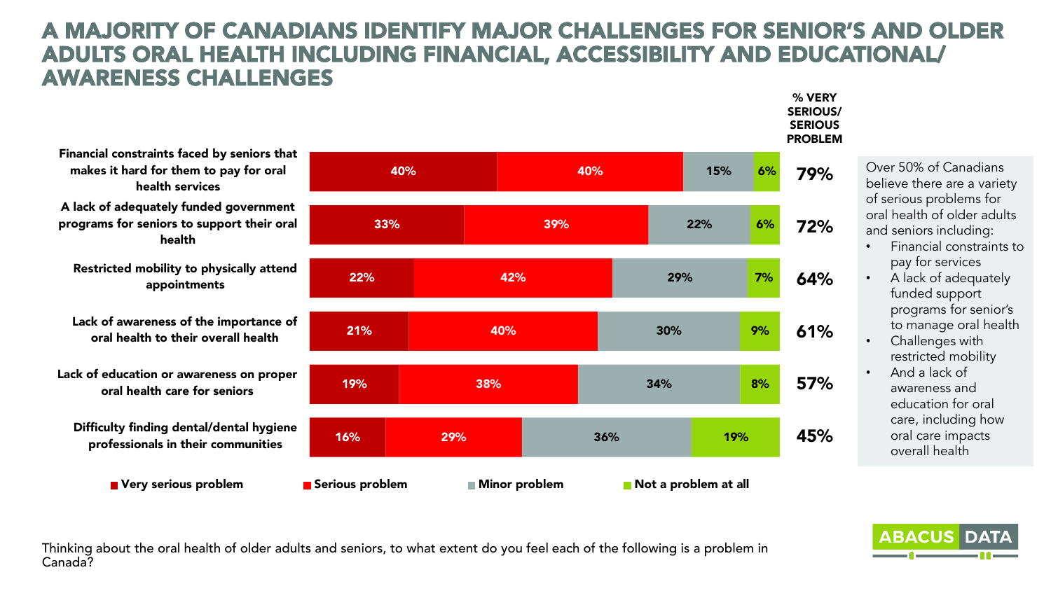# A MAJORITY OF CANADIANS IDENTIFY MAJOR CHALLENGES FOR SENIOR'S AND OLDER ADULTS ORAL HEALTH INCLUDING FINANCIAL, ACCESSIBILITY AND EDUCATIONAL/ AWARENESS CHALLENGES

| | Very serious problem | Serious problem | Minor problem | Not a problem at all | % VERY SERIOUS/ SERIOUS PROBLEM |
|---|---|---|---|---|---|
| Financial constraints faced by seniors that makes it hard for them to pay for oral health services | 40% | 40% | 15% | 6% | 79% |
| A lack of adequately funded government programs for seniors to support their oral health | 33% | 39% | 22% | 6% | 72% |
| Restricted mobility to physically attend appointments | 22% | 42% | 29% | 7% | 64% |
| Lack of awareness of the importance of oral health to their overall health | 21% | 40% | 30% | 9% | 61% |
| Lack of education or awareness on proper oral health care for seniors | 19% | 38% | 34% | 8% | 57% |
| Difficulty finding dental/dental hygiene professionals in their communities | 16% | 29% | 36% | 19% | 45% |

Over 50% of Canadians believe there are a variety of serious problems for oral health of older adults and seniors including:

- Financial constraints to pay for services
- A lack of adequately funded support programs for senior's to manage oral health
- Challenges with restricted mobility
- And a lack of awareness and education for oral care, including how oral care impacts overall health

Thinking about the oral health of older adults and seniors, to what extent do you feel each of the following is a problem in Canada?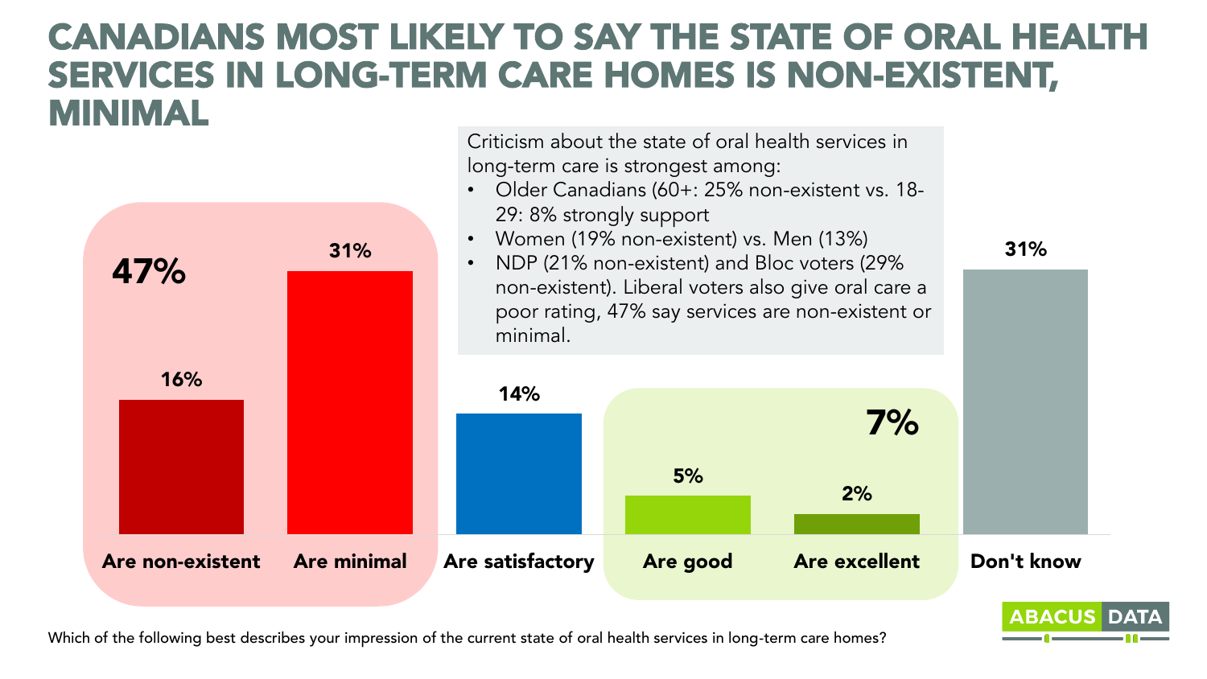# CANADIANS MOST LIKELY TO SAY THE STATE OF ORAL HEALTH SERVICES IN LONG-TERM CARE HOMES IS NON-EXISTENT, MINIMAL

Criticism about the state of oral health services in long-term care is strongest among:

- Older Canadians (60+: 25% non-existent vs. 18-29: 8% strongly support
- Women (19% non-existent) vs. Men (13%)
- NDP (21% non-existent) and Bloc voters (29% non-existent). Liberal voters also give oral care a poor rating, 47% say services are non-existent or minimal.

| Response | % |
| --- | --- |
| Are non-existent | 16% |
| Are minimal | 31% |
| Are satisfactory | 14% |
| Are good | 5% |
| Are excellent | 2% |
| Don't know | 31% |

Non-existent + minimal: 47%

Good + excellent: 7%

Which of the following best describes your impression of the current state of oral health services in long-term care homes?

ABACUS DATA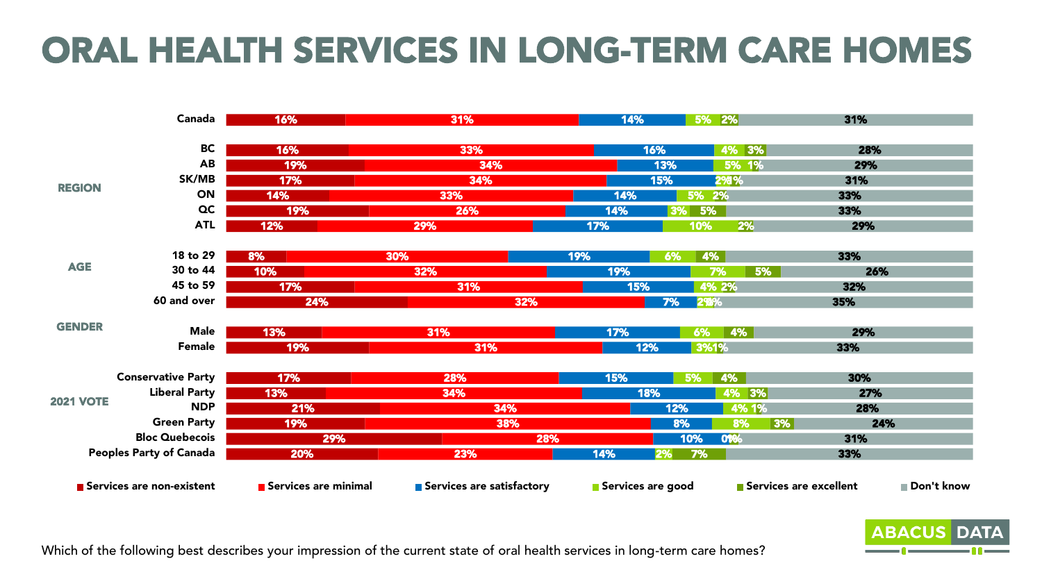# ORAL HEALTH SERVICES IN LONG-TERM CARE HOMES

| Group | Category | Services are non-existent | Services are minimal | Services are satisfactory | Services are good | Services are excellent | Don't know |
|---|---|---|---|---|---|---|---|
| | Canada | 16% | 31% | 14% | 5% | 2% | 31% |
| REGION | BC | 16% | 33% | 16% | 4% | 3% | 28% |
| | AB | 19% | 34% | 13% | 5% | 1% | 29% |
| | SK/MB | 17% | 34% | 15% | 2% | 1% | 31% |
| | ON | 14% | 33% | 14% | 5% | 2% | 33% |
| | QC | 19% | 26% | 14% | 3% | 5% | 33% |
| | ATL | 12% | 29% | 17% | 10% | 2% | 29% |
| AGE | 18 to 29 | 8% | 30% | 19% | 6% | 4% | 33% |
| | 30 to 44 | 10% | 32% | 19% | 7% | 5% | 26% |
| | 45 to 59 | 17% | 31% | 15% | 4% | 2% | 32% |
| | 60 and over | 24% | 32% | 7% | 2% | 1% | 35% |
| GENDER | Male | 13% | 31% | 17% | 6% | 4% | 29% |
| | Female | 19% | 31% | 12% | 3% | 1% | 33% |
| 2021 VOTE | Conservative Party | 17% | 28% | 15% | 5% | 4% | 30% |
| | Liberal Party | 13% | 34% | 18% | 4% | 3% | 27% |
| | NDP | 21% | 34% | 12% | 4% | 1% | 28% |
| | Green Party | 19% | 38% | 8% | 8% | 3% | 24% |
| | Bloc Quebecois | 29% | 28% | 10% | 0% | 1% | 31% |
| | Peoples Party of Canada | 20% | 23% | 14% | 2% | 7% | 33% |

Which of the following best describes your impression of the current state of oral health services in long-term care homes?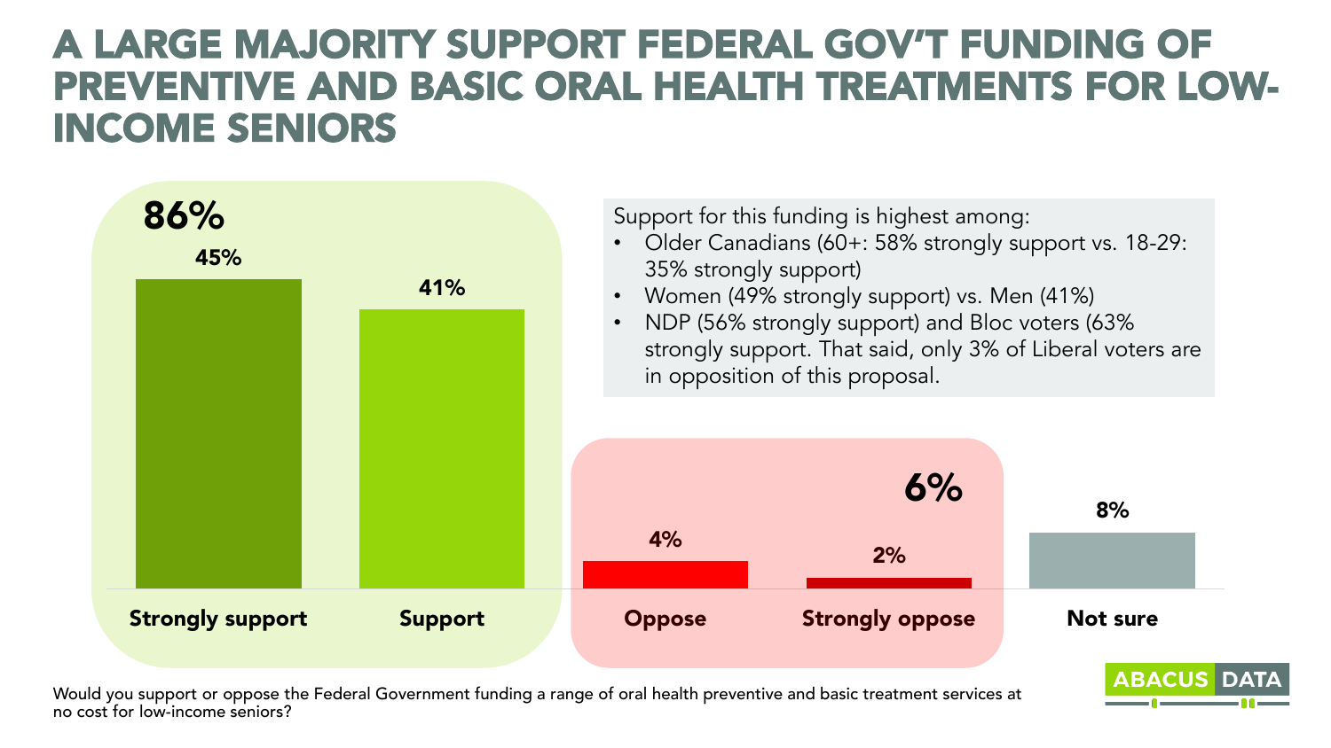# A LARGE MAJORITY SUPPORT FEDERAL GOV'T FUNDING OF PREVENTIVE AND BASIC ORAL HEALTH TREATMENTS FOR LOW-INCOME SENIORS

**86%**

| Strongly support | Support | Oppose | Strongly oppose | Not sure |
|---|---|---|---|---|
| 45% | 41% | 4% | 2% | 8% |

**6%**

Support for this funding is highest among:

- Older Canadians (60+: 58% strongly support vs. 18-29: 35% strongly support)
- Women (49% strongly support) vs. Men (41%)
- NDP (56% strongly support) and Bloc voters (63% strongly support. That said, only 3% of Liberal voters are in opposition of this proposal.

Would you support or oppose the Federal Government funding a range of oral health preventive and basic treatment services at no cost for low-income seniors?

ABACUS DATA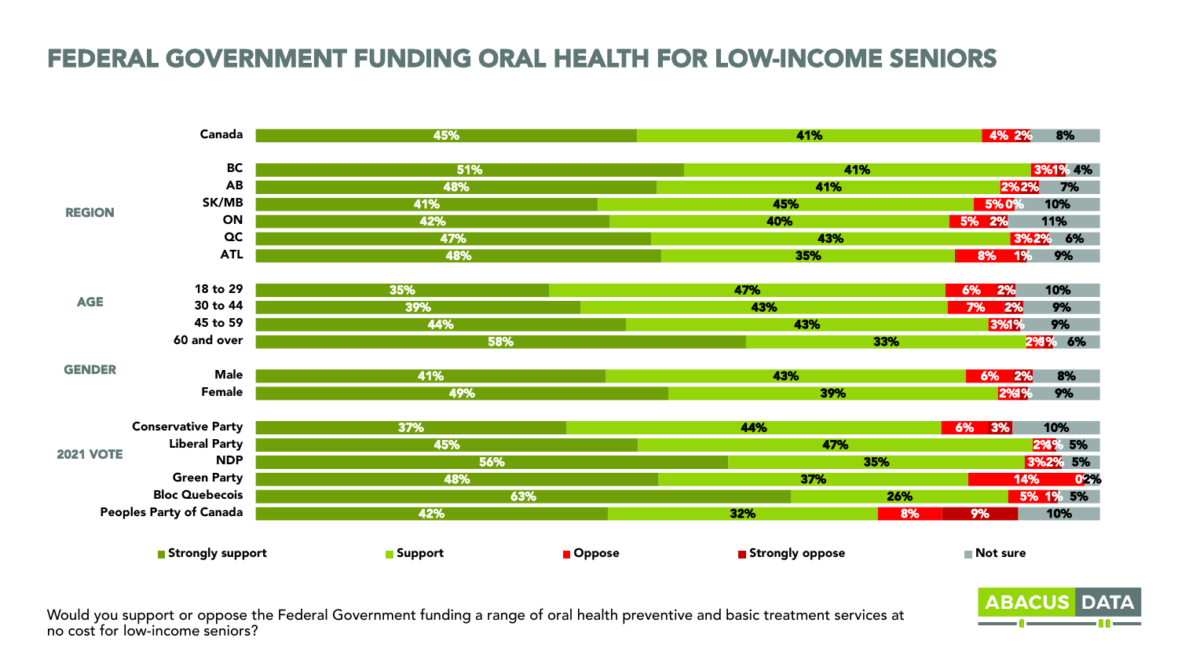# FEDERAL GOVERNMENT FUNDING ORAL HEALTH FOR LOW-INCOME SENIORS

| | | Strongly support | Support | Oppose | Strongly oppose | Not sure |
|---|---|---|---|---|---|---|
| | Canada | 45% | 41% | 4% | 2% | 8% |
| REGION | BC | 51% | 41% | 3% | 1% | 4% |
| | AB | 48% | 41% | 2% | 2% | 7% |
| | SK/MB | 41% | 45% | 5% | 0% | 10% |
| | ON | 42% | 40% | 5% | 2% | 11% |
| | QC | 47% | 43% | 3% | 2% | 6% |
| | ATL | 48% | 35% | 8% | 1% | 9% |
| AGE | 18 to 29 | 35% | 47% | 6% | 2% | 10% |
| | 30 to 44 | 39% | 43% | 7% | 2% | 9% |
| | 45 to 59 | 44% | 43% | 3% | 1% | 9% |
| | 60 and over | 58% | 33% | 2% | 1% | 6% |
| GENDER | Male | 41% | 43% | 6% | 2% | 8% |
| | Female | 49% | 39% | 2% | 1% | 9% |
| 2021 VOTE | Conservative Party | 37% | 44% | 6% | 3% | 10% |
| | Liberal Party | 45% | 47% | 2% | 1% | 5% |
| | NDP | 56% | 35% | 3% | 2% | 5% |
| | Green Party | 48% | 37% | 14% | 0 | 2% |
| | Bloc Quebecois | 63% | 26% | 5% | 1% | 5% |
| | Peoples Party of Canada | 42% | 32% | 8% | 9% | 10% |

Would you support or oppose the Federal Government funding a range of oral health preventive and basic treatment services at no cost for low-income seniors?

ABACUS DATA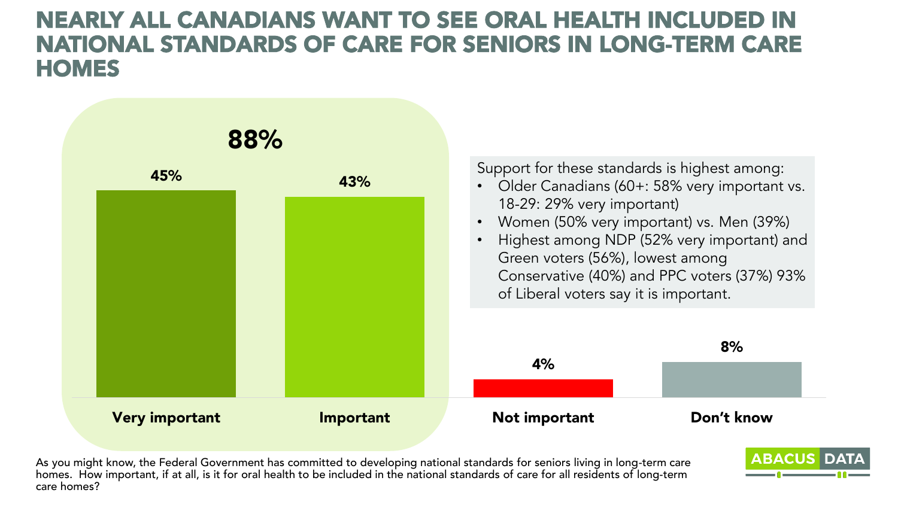# NEARLY ALL CANADIANS WANT TO SEE ORAL HEALTH INCLUDED IN NATIONAL STANDARDS OF CARE FOR SENIORS IN LONG-TERM CARE HOMES

**88%**

| Very important | Important | Not important | Don't know |
|---|---|---|---|
| 45% | 43% | 4% | 8% |

Support for these standards is highest among:

- Older Canadians (60+: 58% very important vs. 18-29: 29% very important)
- Women (50% very important) vs. Men (39%)
- Highest among NDP (52% very important) and Green voters (56%), lowest among Conservative (40%) and PPC voters (37%) 93% of Liberal voters say it is important.

As you might know, the Federal Government has committed to developing national standards for seniors living in long-term care homes. How important, if at all, is it for oral health to be included in the national standards of care for all residents of long-term care homes?

ABACUS DATA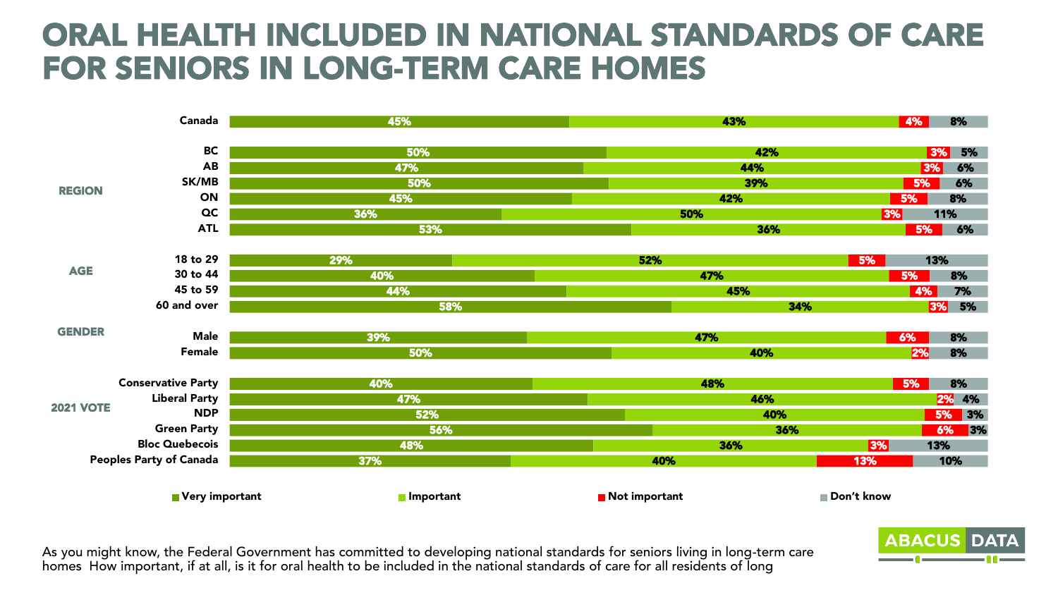# ORAL HEALTH INCLUDED IN NATIONAL STANDARDS OF CARE FOR SENIORS IN LONG-TERM CARE HOMES

Canada 45% 43% 4% 8%

REGION

BC 50% 42% 3% 5%

AB 47% 44% 3% 6%

SK/MB 50% 39% 5% 6%

ON 45% 42% 5% 8%

QC 36% 50% 3% 11%

ATL 53% 36% 5% 6%

AGE

18 to 29 29% 52% 5% 13%

30 to 44 40% 47% 5% 8%

45 to 59 44% 45% 4% 7%

60 and over 58% 34% 3% 5%

GENDER

Male 39% 47% 6% 8%

Female 50% 40% 2% 8%

2021 VOTE

Conservative Party 40% 48% 5% 8%

Liberal Party 47% 46% 2% 4%

NDP 52% 40% 5% 3%

Green Party 56% 36% 6% 3%

Bloc Quebecois 48% 36% 3% 13%

Peoples Party of Canada 37% 40% 13% 10%

Very important

Important

Not important

Don't know

As you might know, the Federal Government has committed to developing national standards for seniors living in long-term care homes How important, if at all, is it for oral health to be included in the national standards of care for all residents of long

ABACUS DATA